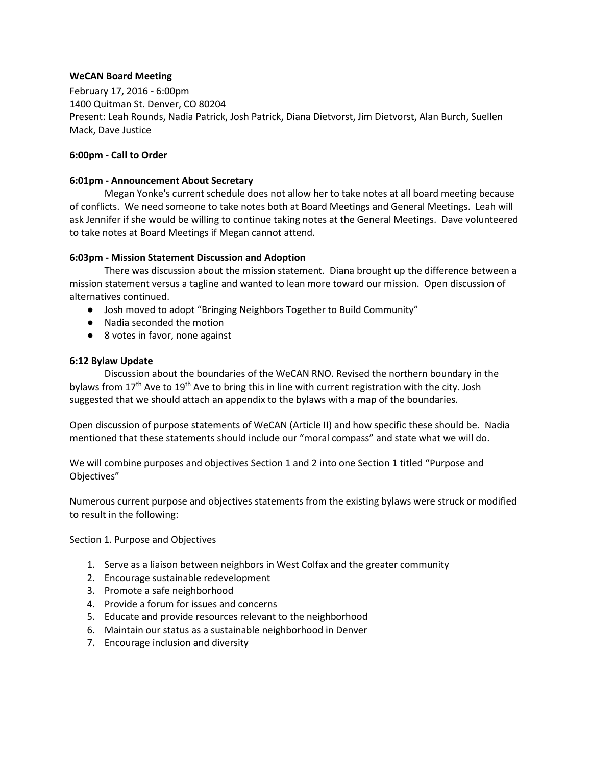**WeCAN Board Meeting**

February 17, 2016 - 6:00pm
1400 Quitman St. Denver, CO 80204
Present: Leah Rounds, Nadia Patrick, Josh Patrick, Diana Dietvorst, Jim Dietvorst, Alan Burch, Suellen Mack, Dave Justice

**6:00pm - Call to Order**

**6:01pm - Announcement About Secretary**

Megan Yonke's current schedule does not allow her to take notes at all board meeting because of conflicts. We need someone to take notes both at Board Meetings and General Meetings. Leah will ask Jennifer if she would be willing to continue taking notes at the General Meetings. Dave volunteered to take notes at Board Meetings if Megan cannot attend.

**6:03pm - Mission Statement Discussion and Adoption**

There was discussion about the mission statement. Diana brought up the difference between a mission statement versus a tagline and wanted to lean more toward our mission. Open discussion of alternatives continued.

- Josh moved to adopt “Bringing Neighbors Together to Build Community”
- Nadia seconded the motion
- 8 votes in favor, none against

**6:12 Bylaw Update**

Discussion about the boundaries of the WeCAN RNO. Revised the northern boundary in the bylaws from 17th Ave to 19th Ave to bring this in line with current registration with the city. Josh suggested that we should attach an appendix to the bylaws with a map of the boundaries.

Open discussion of purpose statements of WeCAN (Article II) and how specific these should be. Nadia mentioned that these statements should include our “moral compass” and state what we will do.

We will combine purposes and objectives Section 1 and 2 into one Section 1 titled “Purpose and Objectives”

Numerous current purpose and objectives statements from the existing bylaws were struck or modified to result in the following:

Section 1. Purpose and Objectives

1. Serve as a liaison between neighbors in West Colfax and the greater community
2. Encourage sustainable redevelopment
3. Promote a safe neighborhood
4. Provide a forum for issues and concerns
5. Educate and provide resources relevant to the neighborhood
6. Maintain our status as a sustainable neighborhood in Denver
7. Encourage inclusion and diversity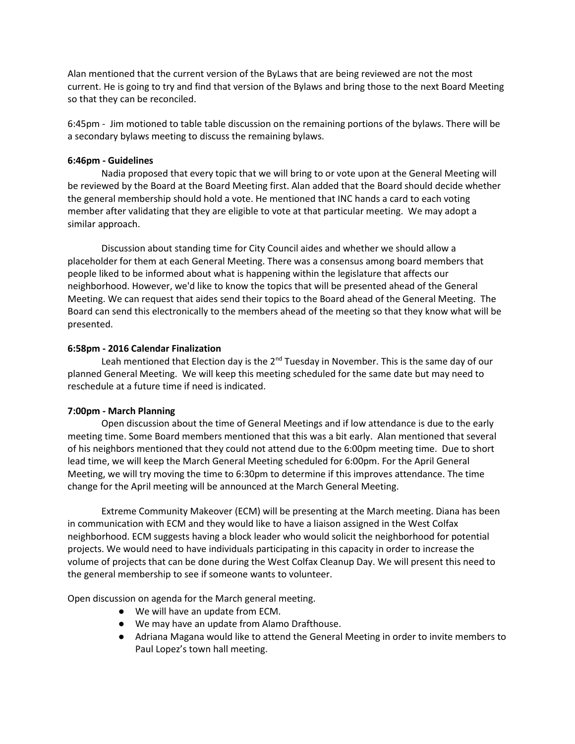Alan mentioned that the current version of the ByLaws that are being reviewed are not the most current. He is going to try and find that version of the Bylaws and bring those to the next Board Meeting so that they can be reconciled.

6:45pm - Jim motioned to table table discussion on the remaining portions of the bylaws. There will be a secondary bylaws meeting to discuss the remaining bylaws.

**6:46pm - Guidelines**

Nadia proposed that every topic that we will bring to or vote upon at the General Meeting will be reviewed by the Board at the Board Meeting first. Alan added that the Board should decide whether the general membership should hold a vote. He mentioned that INC hands a card to each voting member after validating that they are eligible to vote at that particular meeting. We may adopt a similar approach.

Discussion about standing time for City Council aides and whether we should allow a placeholder for them at each General Meeting. There was a consensus among board members that people liked to be informed about what is happening within the legislature that affects our neighborhood. However, we'd like to know the topics that will be presented ahead of the General Meeting. We can request that aides send their topics to the Board ahead of the General Meeting. The Board can send this electronically to the members ahead of the meeting so that they know what will be presented.

**6:58pm - 2016 Calendar Finalization**

Leah mentioned that Election day is the 2nd Tuesday in November. This is the same day of our planned General Meeting. We will keep this meeting scheduled for the same date but may need to reschedule at a future time if need is indicated.

**7:00pm - March Planning**

Open discussion about the time of General Meetings and if low attendance is due to the early meeting time. Some Board members mentioned that this was a bit early. Alan mentioned that several of his neighbors mentioned that they could not attend due to the 6:00pm meeting time. Due to short lead time, we will keep the March General Meeting scheduled for 6:00pm. For the April General Meeting, we will try moving the time to 6:30pm to determine if this improves attendance. The time change for the April meeting will be announced at the March General Meeting.

Extreme Community Makeover (ECM) will be presenting at the March meeting. Diana has been in communication with ECM and they would like to have a liaison assigned in the West Colfax neighborhood. ECM suggests having a block leader who would solicit the neighborhood for potential projects. We would need to have individuals participating in this capacity in order to increase the volume of projects that can be done during the West Colfax Cleanup Day. We will present this need to the general membership to see if someone wants to volunteer.

Open discussion on agenda for the March general meeting.

- We will have an update from ECM.
- We may have an update from Alamo Drafthouse.
- Adriana Magana would like to attend the General Meeting in order to invite members to Paul Lopez's town hall meeting.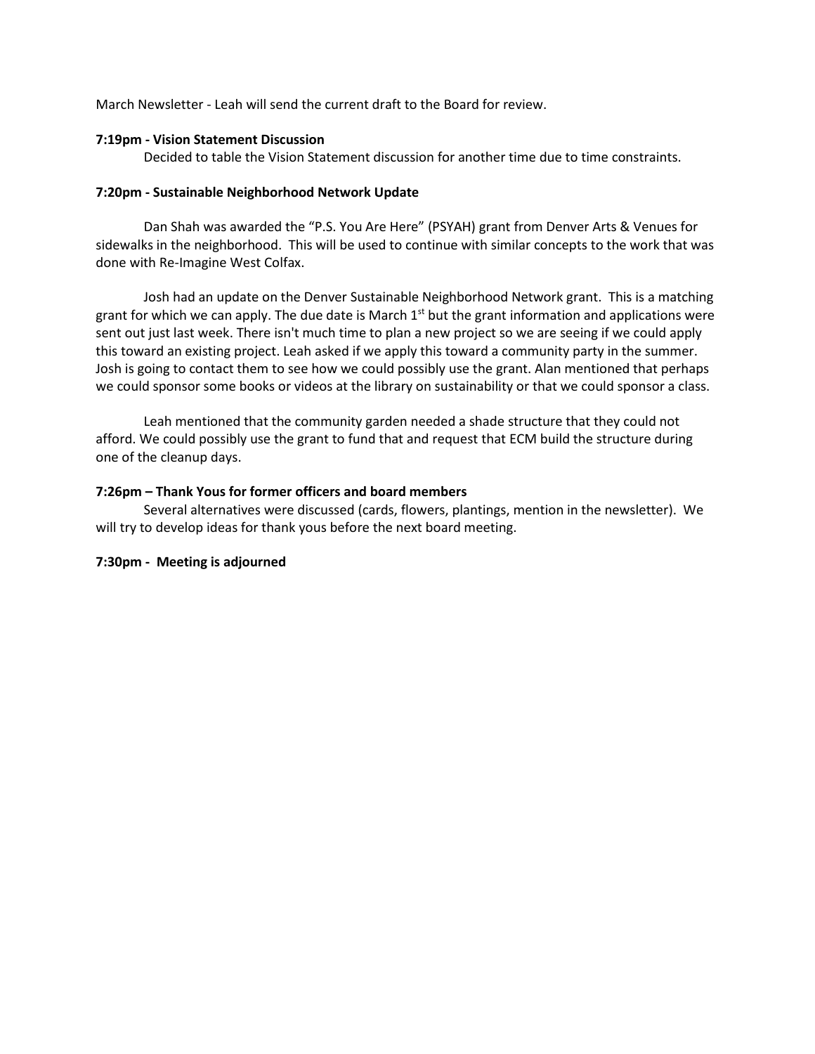March Newsletter - Leah will send the current draft to the Board for review.

**7:19pm - Vision Statement Discussion**

Decided to table the Vision Statement discussion for another time due to time constraints.

**7:20pm - Sustainable Neighborhood Network Update**

Dan Shah was awarded the "P.S. You Are Here" (PSYAH) grant from Denver Arts & Venues for sidewalks in the neighborhood. This will be used to continue with similar concepts to the work that was done with Re-Imagine West Colfax.

Josh had an update on the Denver Sustainable Neighborhood Network grant. This is a matching grant for which we can apply. The due date is March 1st but the grant information and applications were sent out just last week. There isn't much time to plan a new project so we are seeing if we could apply this toward an existing project. Leah asked if we apply this toward a community party in the summer. Josh is going to contact them to see how we could possibly use the grant. Alan mentioned that perhaps we could sponsor some books or videos at the library on sustainability or that we could sponsor a class.

Leah mentioned that the community garden needed a shade structure that they could not afford. We could possibly use the grant to fund that and request that ECM build the structure during one of the cleanup days.

**7:26pm – Thank Yous for former officers and board members**

Several alternatives were discussed (cards, flowers, plantings, mention in the newsletter). We will try to develop ideas for thank yous before the next board meeting.

**7:30pm - Meeting is adjourned**